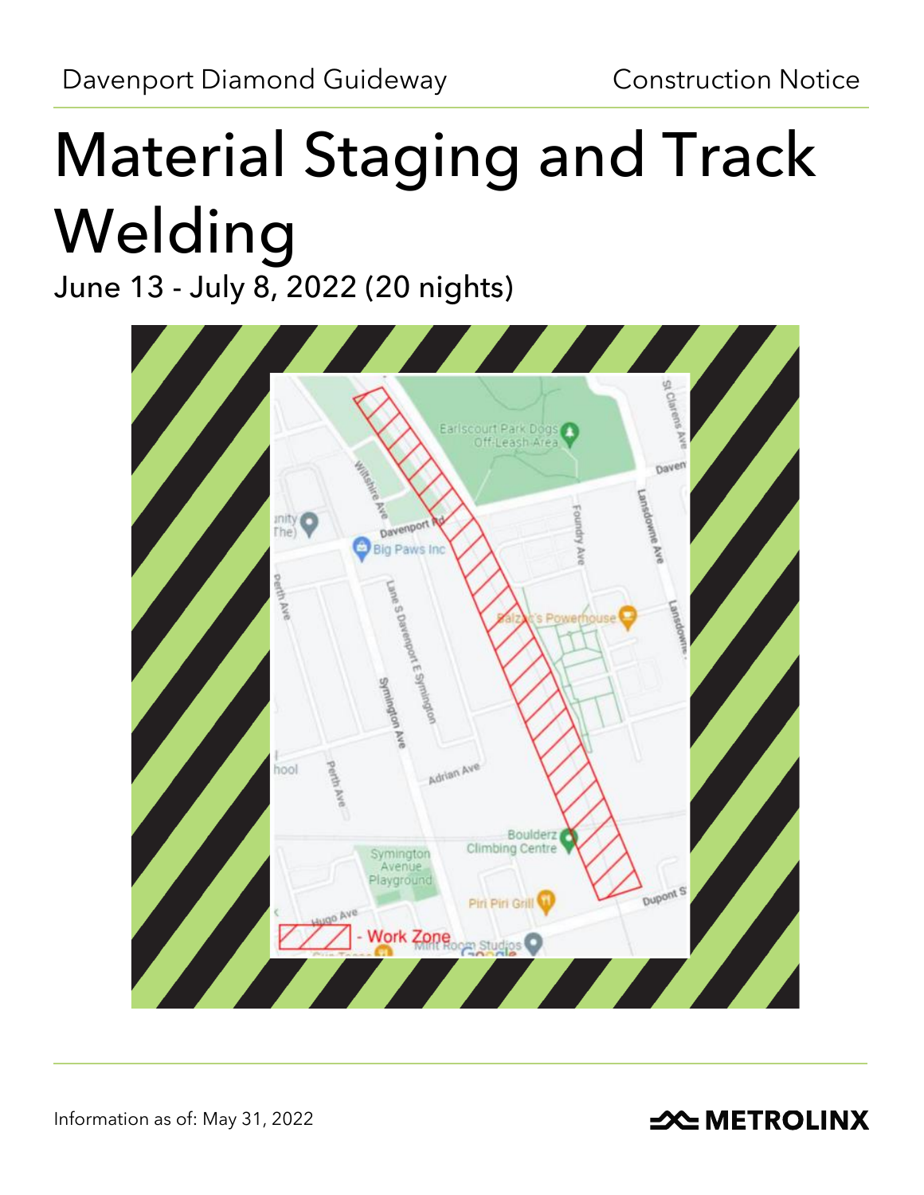Davenport Diamond Guideway

Construction Notice

# Material Staging and Track Welding

June 13 - July 8, 2022 (20 nights)

Information as of: May 31, 2022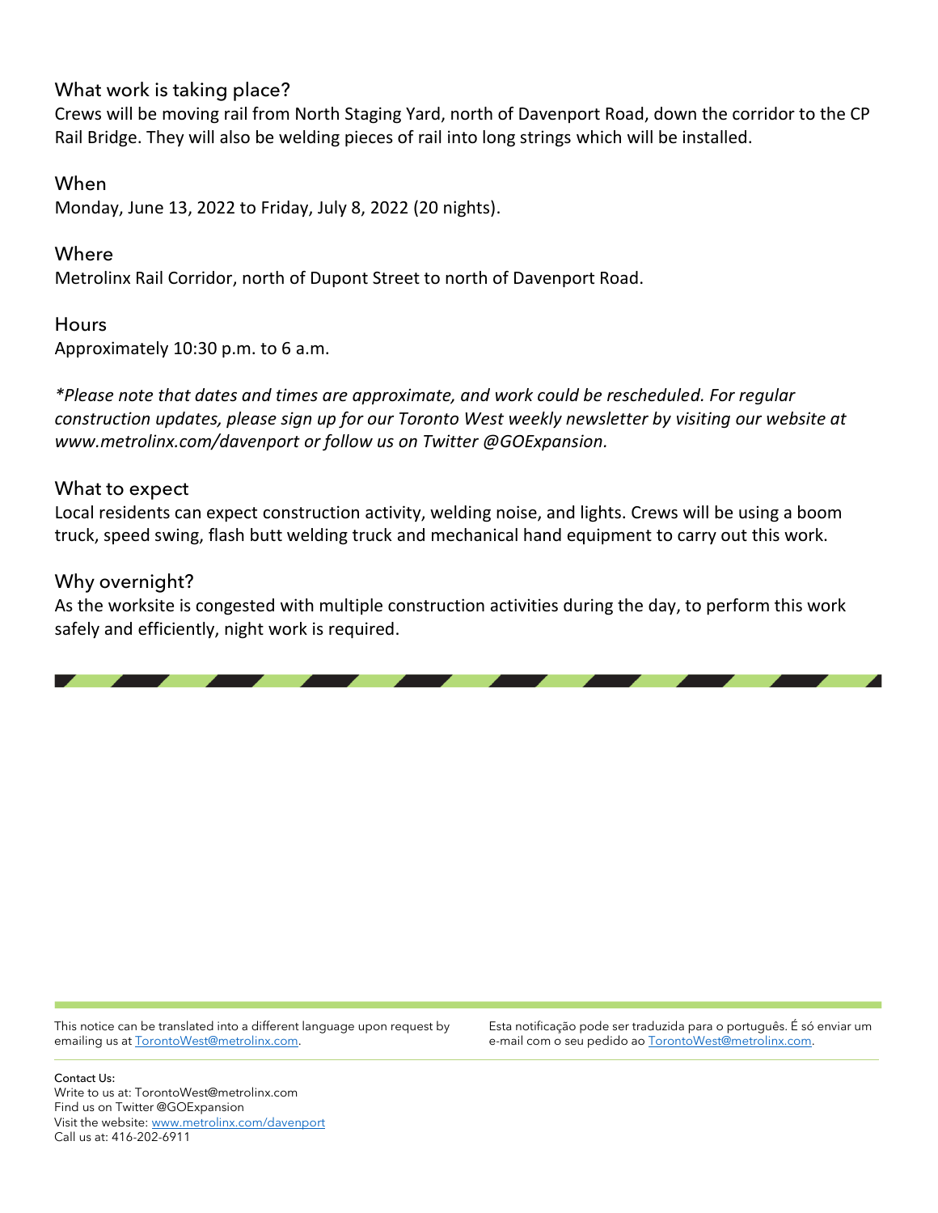## What work is taking place?

Crews will be moving rail from North Staging Yard, north of Davenport Road, down the corridor to the CP Rail Bridge. They will also be welding pieces of rail into long strings which will be installed.

## When

Monday, June 13, 2022 to Friday, July 8, 2022 (20 nights).

## Where

Metrolinx Rail Corridor, north of Dupont Street to north of Davenport Road.

## Hours

Approximately 10:30 p.m. to 6 a.m.

*\*Please note that dates and times are approximate, and work could be rescheduled. For regular construction updates, please sign up for our Toronto West weekly newsletter by visiting our website at www.metrolinx.com/davenport or follow us on Twitter @GOExpansion.*

## What to expect

Local residents can expect construction activity, welding noise, and lights. Crews will be using a boom truck, speed swing, flash butt welding truck and mechanical hand equipment to carry out this work.

## Why overnight?

As the worksite is congested with multiple construction activities during the day, to perform this work safely and efficiently, night work is required.

---

This notice can be translated into a different language upon request by emailing us at TorontoWest@metrolinx.com.

Esta notificação pode ser traduzida para o português. É só enviar um e-mail com o seu pedido ao TorontoWest@metrolinx.com.

**Contact Us:**
Write to us at: TorontoWest@metrolinx.com
Find us on Twitter @GOExpansion
Visit the website: www.metrolinx.com/davenport
Call us at: 416-202-6911